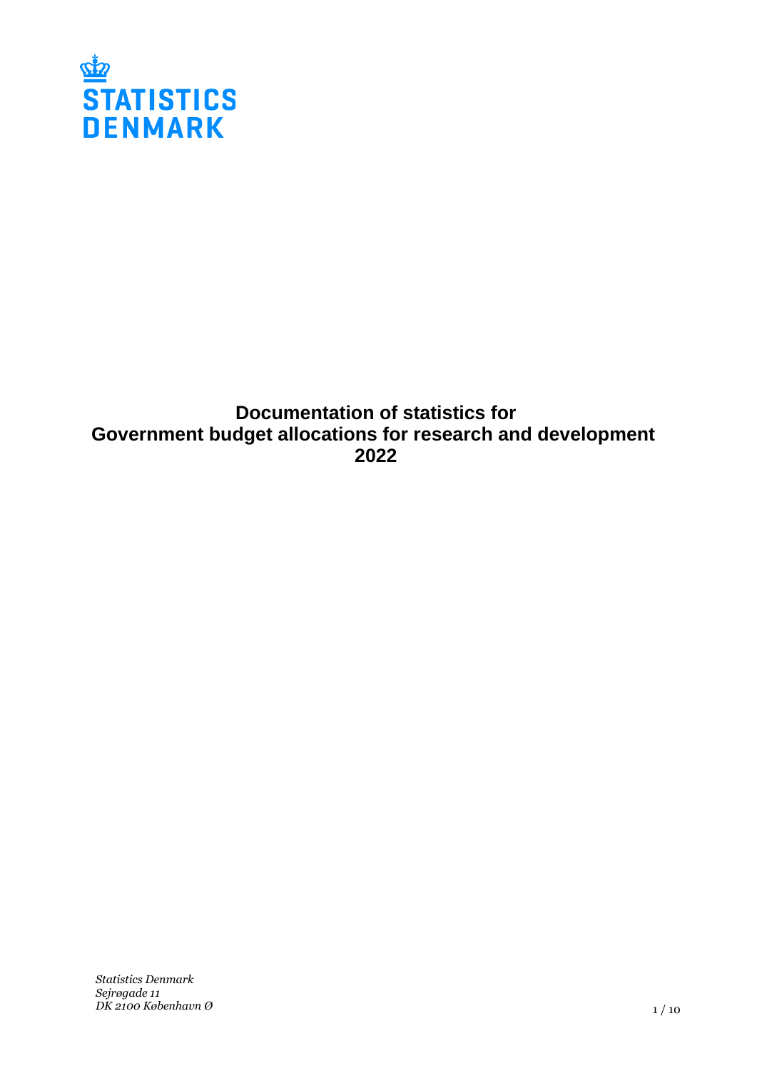STATISTICS DENMARK

# Documentation of statistics for Government budget allocations for research and development 2022

*Statistics Denmark*
*Sejrøgade 11*
*DK 2100 København Ø*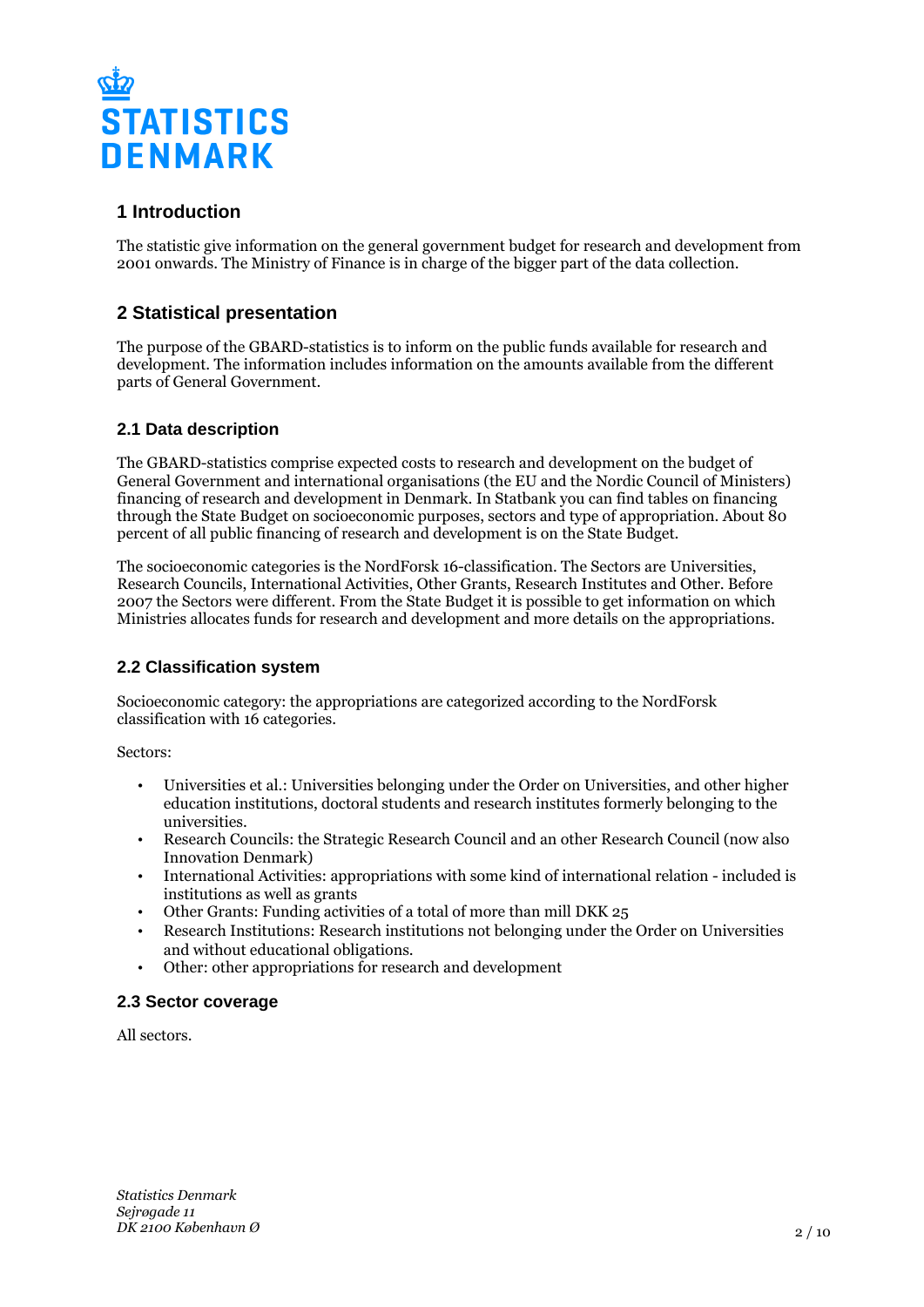## 1 Introduction

The statistic give information on the general government budget for research and development from 2001 onwards. The Ministry of Finance is in charge of the bigger part of the data collection.

## 2 Statistical presentation

The purpose of the GBARD-statistics is to inform on the public funds available for research and development. The information includes information on the amounts available from the different parts of General Government.

### 2.1 Data description

The GBARD-statistics comprise expected costs to research and development on the budget of General Government and international organisations (the EU and the Nordic Council of Ministers) financing of research and development in Denmark. In Statbank you can find tables on financing through the State Budget on socioeconomic purposes, sectors and type of appropriation. About 80 percent of all public financing of research and development is on the State Budget.

The socioeconomic categories is the NordForsk 16-classification. The Sectors are Universities, Research Councils, International Activities, Other Grants, Research Institutes and Other. Before 2007 the Sectors were different. From the State Budget it is possible to get information on which Ministries allocates funds for research and development and more details on the appropriations.

### 2.2 Classification system

Socioeconomic category: the appropriations are categorized according to the NordForsk classification with 16 categories.

Sectors:

- Universities et al.: Universities belonging under the Order on Universities, and other higher education institutions, doctoral students and research institutes formerly belonging to the universities.
- Research Councils: the Strategic Research Council and an other Research Council (now also Innovation Denmark)
- International Activities: appropriations with some kind of international relation - included is institutions as well as grants
- Other Grants: Funding activities of a total of more than mill DKK 25
- Research Institutions: Research institutions not belonging under the Order on Universities and without educational obligations.
- Other: other appropriations for research and development

### 2.3 Sector coverage

All sectors.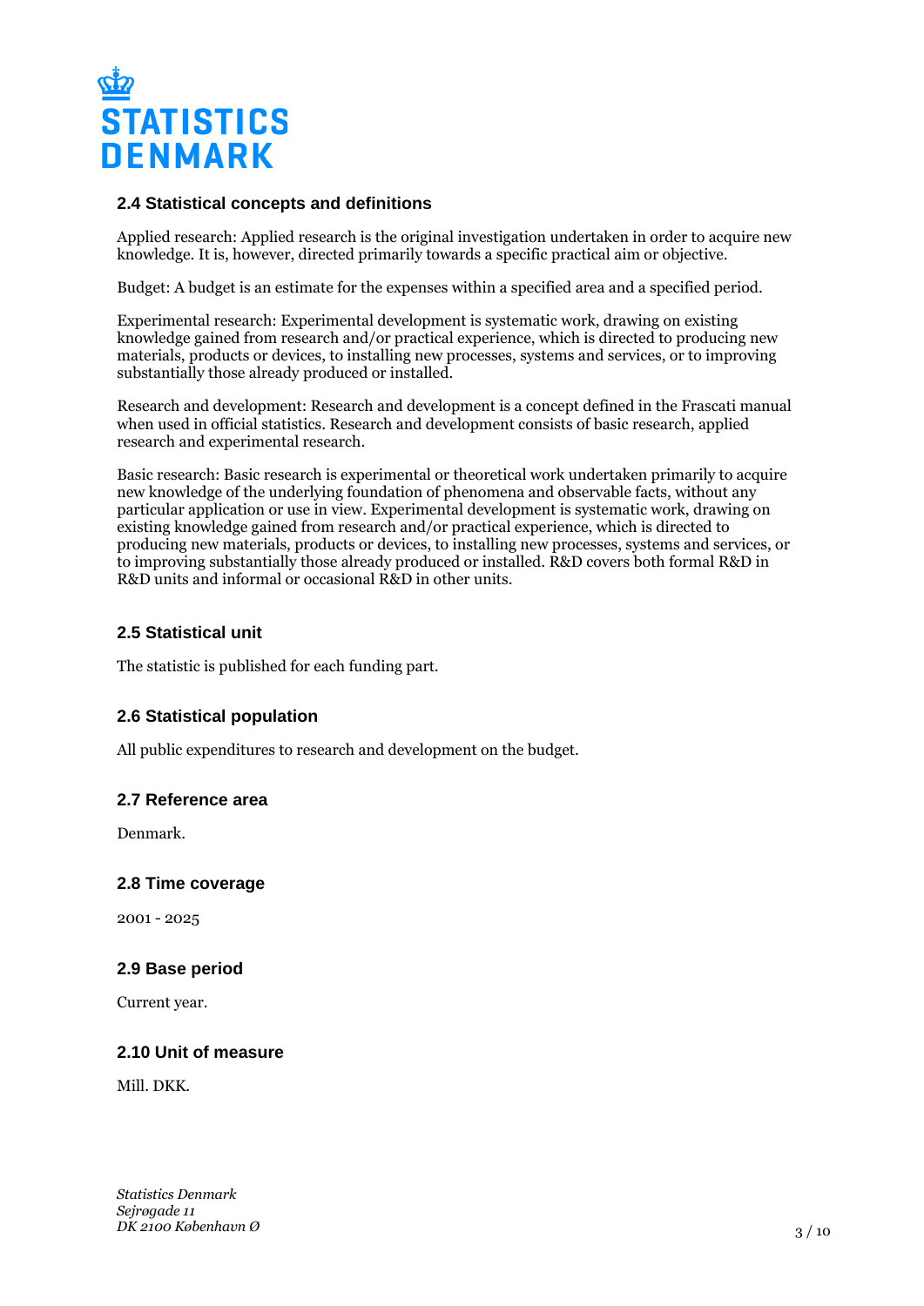## 2.4 Statistical concepts and definitions

Applied research: Applied research is the original investigation undertaken in order to acquire new knowledge. It is, however, directed primarily towards a specific practical aim or objective.

Budget: A budget is an estimate for the expenses within a specified area and a specified period.

Experimental research: Experimental development is systematic work, drawing on existing knowledge gained from research and/or practical experience, which is directed to producing new materials, products or devices, to installing new processes, systems and services, or to improving substantially those already produced or installed.

Research and development: Research and development is a concept defined in the Frascati manual when used in official statistics. Research and development consists of basic research, applied research and experimental research.

Basic research: Basic research is experimental or theoretical work undertaken primarily to acquire new knowledge of the underlying foundation of phenomena and observable facts, without any particular application or use in view. Experimental development is systematic work, drawing on existing knowledge gained from research and/or practical experience, which is directed to producing new materials, products or devices, to installing new processes, systems and services, or to improving substantially those already produced or installed. R&D covers both formal R&D in R&D units and informal or occasional R&D in other units.

## 2.5 Statistical unit

The statistic is published for each funding part.

## 2.6 Statistical population

All public expenditures to research and development on the budget.

## 2.7 Reference area

Denmark.

## 2.8 Time coverage

2001 - 2025

## 2.9 Base period

Current year.

## 2.10 Unit of measure

Mill. DKK.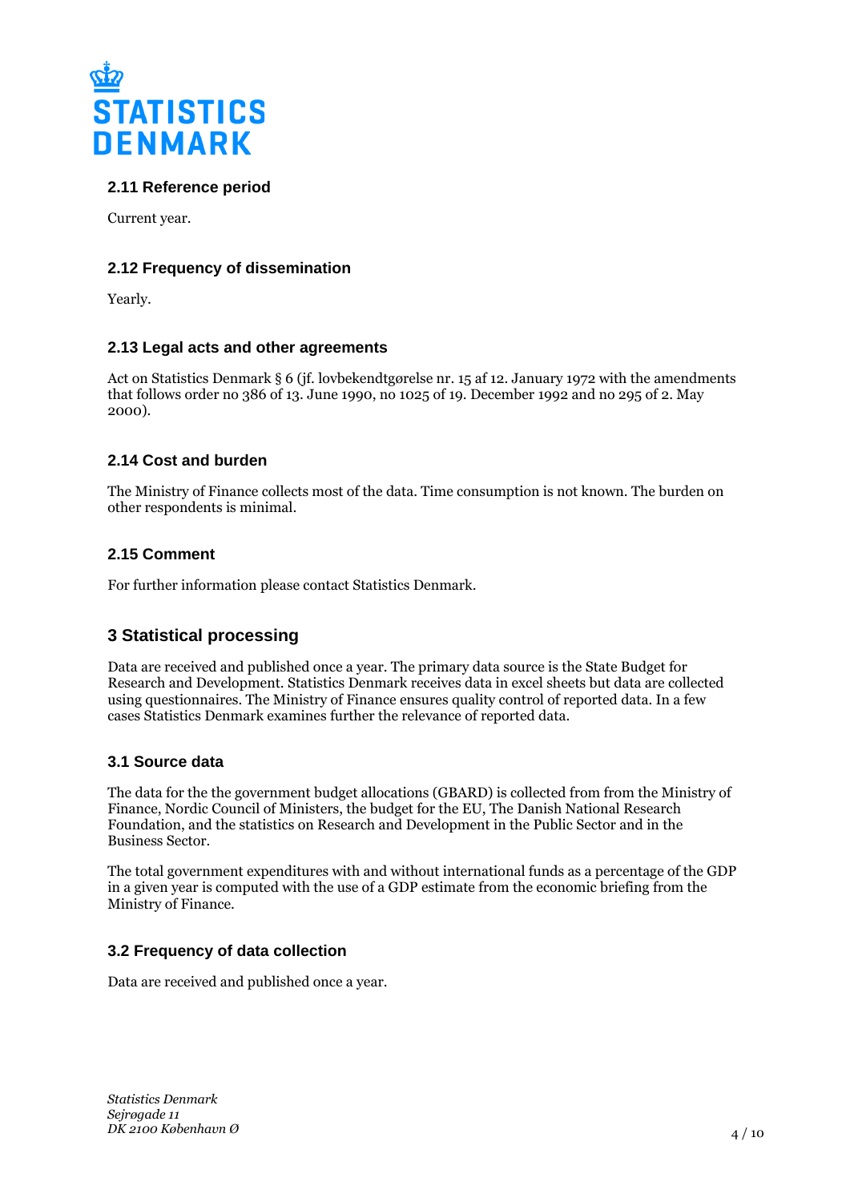### 2.11 Reference period

Current year.

### 2.12 Frequency of dissemination

Yearly.

### 2.13 Legal acts and other agreements

Act on Statistics Denmark § 6 (jf. lovbekendtgørelse nr. 15 af 12. January 1972 with the amendments that follows order no 386 of 13. June 1990, no 1025 of 19. December 1992 and no 295 of 2. May 2000).

### 2.14 Cost and burden

The Ministry of Finance collects most of the data. Time consumption is not known. The burden on other respondents is minimal.

### 2.15 Comment

For further information please contact Statistics Denmark.

## 3 Statistical processing

Data are received and published once a year. The primary data source is the State Budget for Research and Development. Statistics Denmark receives data in excel sheets but data are collected using questionnaires. The Ministry of Finance ensures quality control of reported data. In a few cases Statistics Denmark examines further the relevance of reported data.

### 3.1 Source data

The data for the the government budget allocations (GBARD) is collected from from the Ministry of Finance, Nordic Council of Ministers, the budget for the EU, The Danish National Research Foundation, and the statistics on Research and Development in the Public Sector and in the Business Sector.

The total government expenditures with and without international funds as a percentage of the GDP in a given year is computed with the use of a GDP estimate from the economic briefing from the Ministry of Finance.

### 3.2 Frequency of data collection

Data are received and published once a year.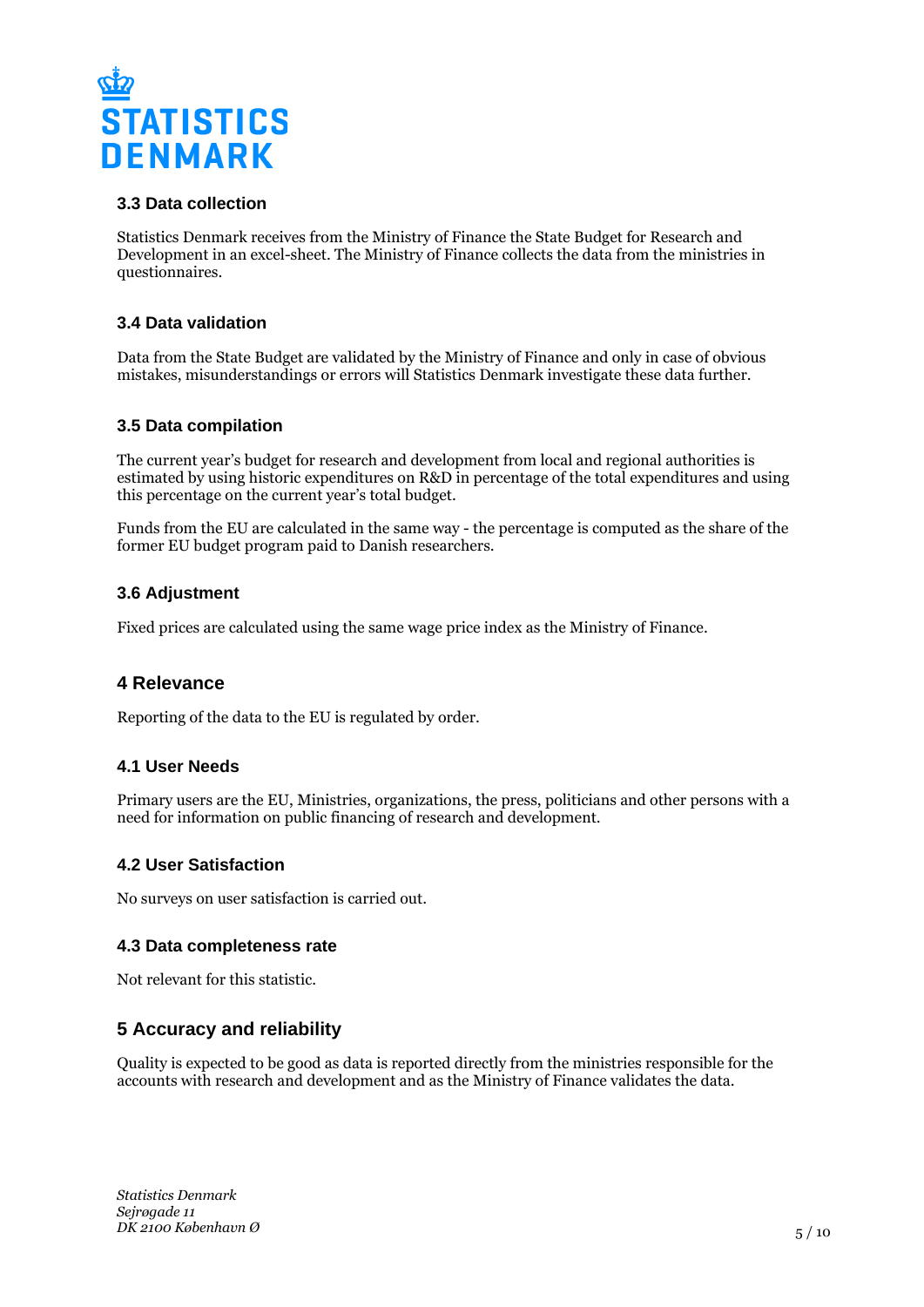### 3.3 Data collection

Statistics Denmark receives from the Ministry of Finance the State Budget for Research and Development in an excel-sheet. The Ministry of Finance collects the data from the ministries in questionnaires.

### 3.4 Data validation

Data from the State Budget are validated by the Ministry of Finance and only in case of obvious mistakes, misunderstandings or errors will Statistics Denmark investigate these data further.

### 3.5 Data compilation

The current year's budget for research and development from local and regional authorities is estimated by using historic expenditures on R&D in percentage of the total expenditures and using this percentage on the current year's total budget.

Funds from the EU are calculated in the same way - the percentage is computed as the share of the former EU budget program paid to Danish researchers.

### 3.6 Adjustment

Fixed prices are calculated using the same wage price index as the Ministry of Finance.

## 4 Relevance

Reporting of the data to the EU is regulated by order.

### 4.1 User Needs

Primary users are the EU, Ministries, organizations, the press, politicians and other persons with a need for information on public financing of research and development.

### 4.2 User Satisfaction

No surveys on user satisfaction is carried out.

### 4.3 Data completeness rate

Not relevant for this statistic.

## 5 Accuracy and reliability

Quality is expected to be good as data is reported directly from the ministries responsible for the accounts with research and development and as the Ministry of Finance validates the data.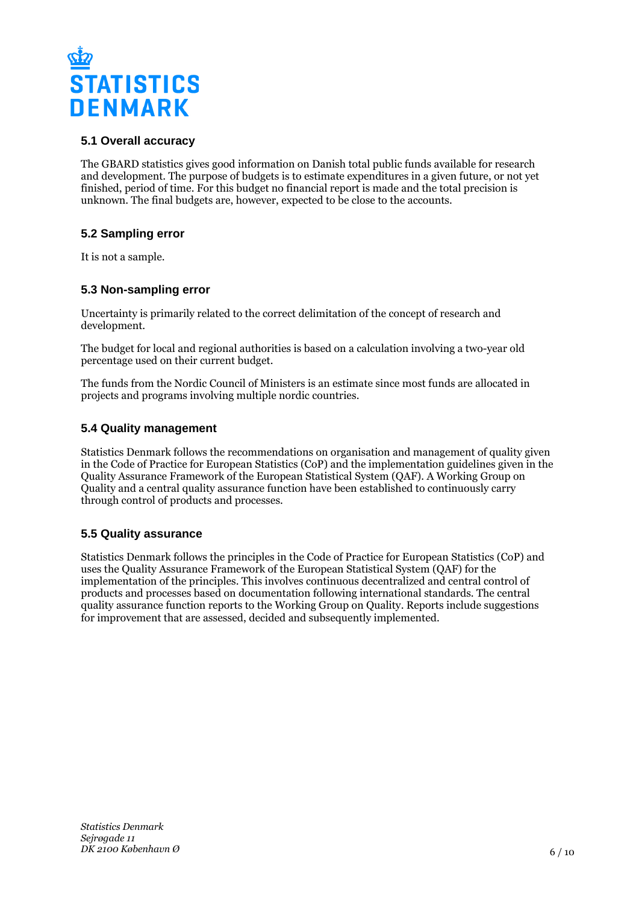## 5.1 Overall accuracy

The GBARD statistics gives good information on Danish total public funds available for research and development. The purpose of budgets is to estimate expenditures in a given future, or not yet finished, period of time. For this budget no financial report is made and the total precision is unknown. The final budgets are, however, expected to be close to the accounts.

## 5.2 Sampling error

It is not a sample.

## 5.3 Non-sampling error

Uncertainty is primarily related to the correct delimitation of the concept of research and development.

The budget for local and regional authorities is based on a calculation involving a two-year old percentage used on their current budget.

The funds from the Nordic Council of Ministers is an estimate since most funds are allocated in projects and programs involving multiple nordic countries.

## 5.4 Quality management

Statistics Denmark follows the recommendations on organisation and management of quality given in the Code of Practice for European Statistics (CoP) and the implementation guidelines given in the Quality Assurance Framework of the European Statistical System (QAF). A Working Group on Quality and a central quality assurance function have been established to continuously carry through control of products and processes.

## 5.5 Quality assurance

Statistics Denmark follows the principles in the Code of Practice for European Statistics (CoP) and uses the Quality Assurance Framework of the European Statistical System (QAF) for the implementation of the principles. This involves continuous decentralized and central control of products and processes based on documentation following international standards. The central quality assurance function reports to the Working Group on Quality. Reports include suggestions for improvement that are assessed, decided and subsequently implemented.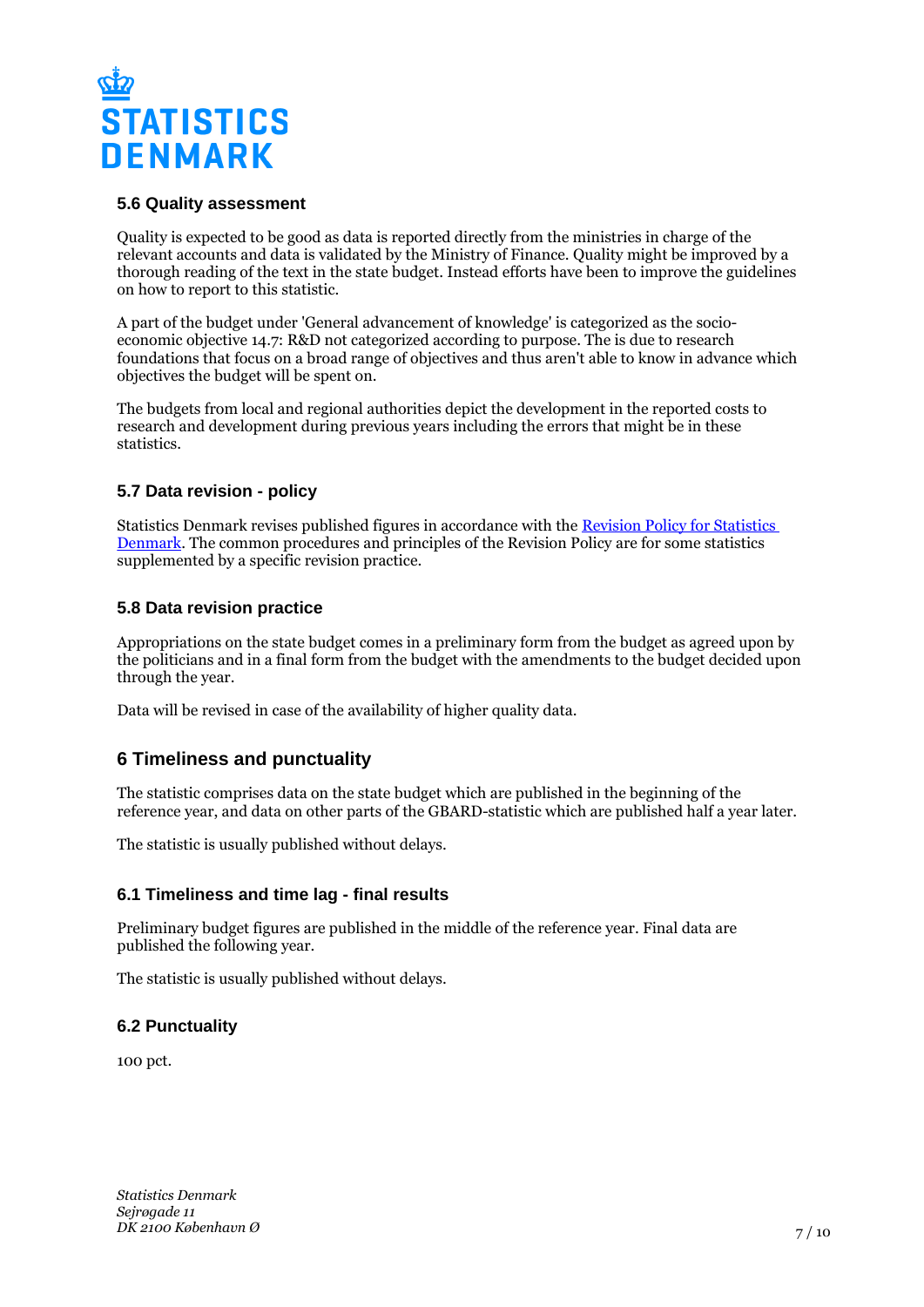### 5.6 Quality assessment

Quality is expected to be good as data is reported directly from the ministries in charge of the relevant accounts and data is validated by the Ministry of Finance. Quality might be improved by a thorough reading of the text in the state budget. Instead efforts have been to improve the guidelines on how to report to this statistic.

A part of the budget under 'General advancement of knowledge' is categorized as the socio-economic objective 14.7: R&D not categorized according to purpose. The is due to research foundations that focus on a broad range of objectives and thus aren't able to know in advance which objectives the budget will be spent on.

The budgets from local and regional authorities depict the development in the reported costs to research and development during previous years including the errors that might be in these statistics.

### 5.7 Data revision - policy

Statistics Denmark revises published figures in accordance with the [Revision Policy for Statistics Denmark](). The common procedures and principles of the Revision Policy are for some statistics supplemented by a specific revision practice.

### 5.8 Data revision practice

Appropriations on the state budget comes in a preliminary form from the budget as agreed upon by the politicians and in a final form from the budget with the amendments to the budget decided upon through the year.

Data will be revised in case of the availability of higher quality data.

## 6 Timeliness and punctuality

The statistic comprises data on the state budget which are published in the beginning of the reference year, and data on other parts of the GBARD-statistic which are published half a year later.

The statistic is usually published without delays.

### 6.1 Timeliness and time lag - final results

Preliminary budget figures are published in the middle of the reference year. Final data are published the following year.

The statistic is usually published without delays.

### 6.2 Punctuality

100 pct.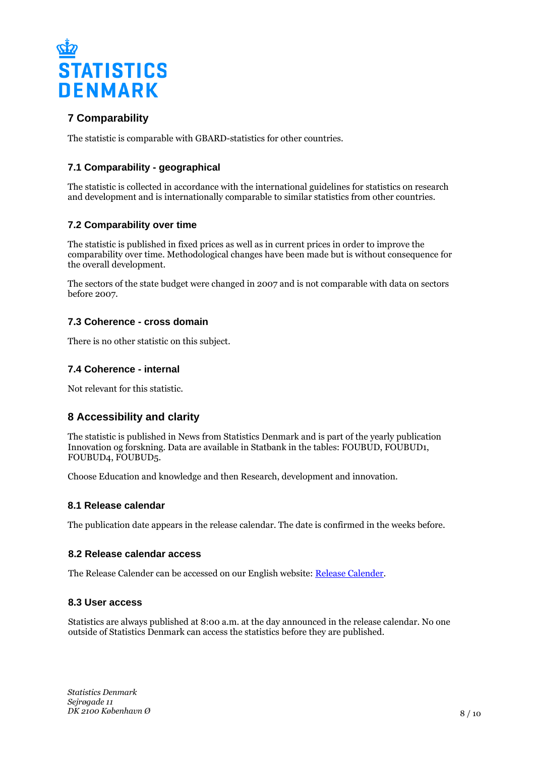## 7 Comparability

The statistic is comparable with GBARD-statistics for other countries.

### 7.1 Comparability - geographical

The statistic is collected in accordance with the international guidelines for statistics on research and development and is internationally comparable to similar statistics from other countries.

### 7.2 Comparability over time

The statistic is published in fixed prices as well as in current prices in order to improve the comparability over time. Methodological changes have been made but is without consequence for the overall development.

The sectors of the state budget were changed in 2007 and is not comparable with data on sectors before 2007.

### 7.3 Coherence - cross domain

There is no other statistic on this subject.

### 7.4 Coherence - internal

Not relevant for this statistic.

## 8 Accessibility and clarity

The statistic is published in News from Statistics Denmark and is part of the yearly publication Innovation og forskning. Data are available in Statbank in the tables: FOUBUD, FOUBUD1, FOUBUD4, FOUBUD5.

Choose Education and knowledge and then Research, development and innovation.

### 8.1 Release calendar

The publication date appears in the release calendar. The date is confirmed in the weeks before.

### 8.2 Release calendar access

The Release Calender can be accessed on our English website: Release Calender.

### 8.3 User access

Statistics are always published at 8:00 a.m. at the day announced in the release calendar. No one outside of Statistics Denmark can access the statistics before they are published.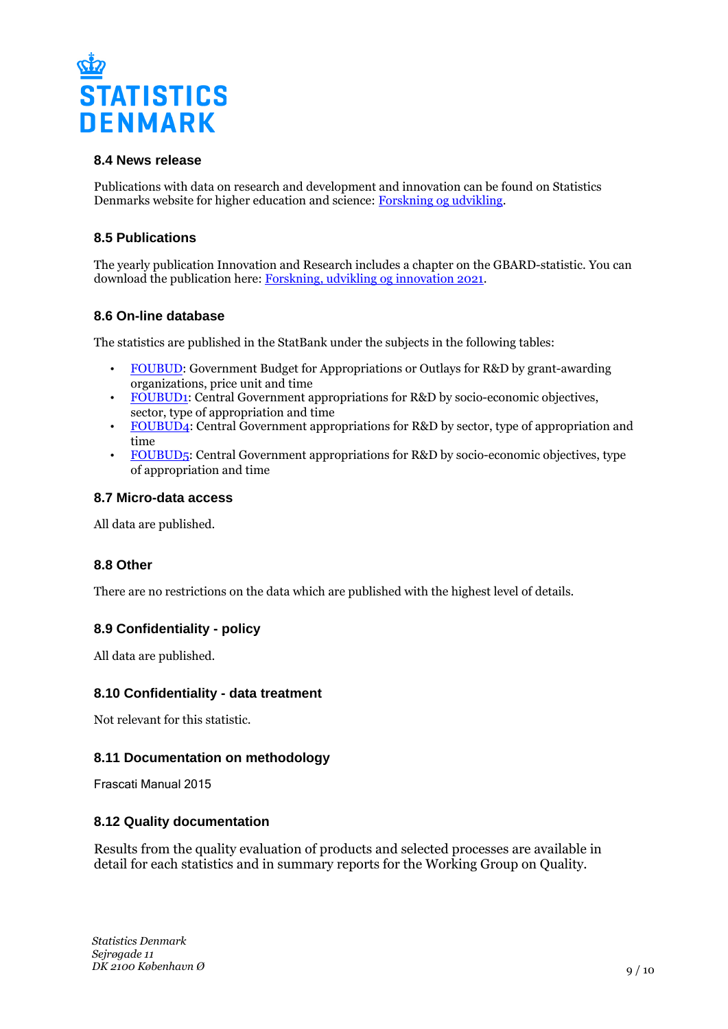### 8.4 News release

Publications with data on research and development and innovation can be found on Statistics Denmarks website for higher education and science: Forskning og udvikling.

### 8.5 Publications

The yearly publication Innovation and Research includes a chapter on the GBARD-statistic. You can download the publication here: Forskning, udvikling og innovation 2021.

### 8.6 On-line database

The statistics are published in the StatBank under the subjects in the following tables:

- FOUBUD: Government Budget for Appropriations or Outlays for R&D by grant-awarding organizations, price unit and time
- FOUBUD1: Central Government appropriations for R&D by socio-economic objectives, sector, type of appropriation and time
- FOUBUD4: Central Government appropriations for R&D by sector, type of appropriation and time
- FOUBUD5: Central Government appropriations for R&D by socio-economic objectives, type of appropriation and time

### 8.7 Micro-data access

All data are published.

### 8.8 Other

There are no restrictions on the data which are published with the highest level of details.

### 8.9 Confidentiality - policy

All data are published.

### 8.10 Confidentiality - data treatment

Not relevant for this statistic.

### 8.11 Documentation on methodology

Frascati Manual 2015

### 8.12 Quality documentation

Results from the quality evaluation of products and selected processes are available in detail for each statistics and in summary reports for the Working Group on Quality.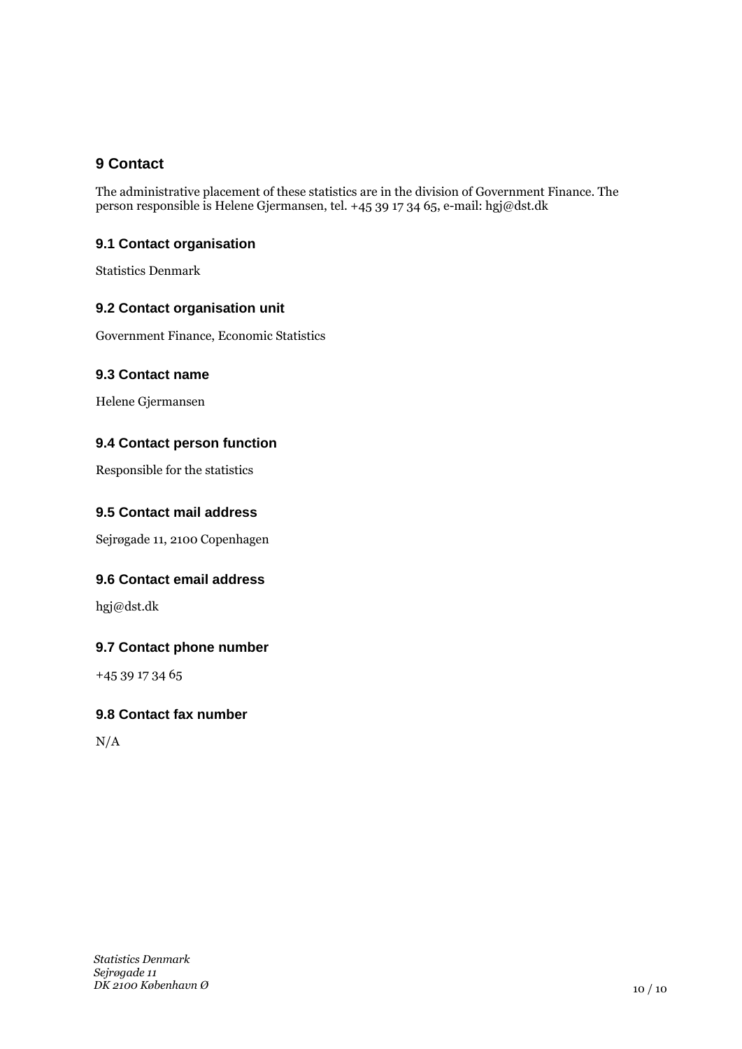## 9 Contact

The administrative placement of these statistics are in the division of Government Finance. The person responsible is Helene Gjermansen, tel. +45 39 17 34 65, e-mail: hgj@dst.dk

### 9.1 Contact organisation

Statistics Denmark

### 9.2 Contact organisation unit

Government Finance, Economic Statistics

### 9.3 Contact name

Helene Gjermansen

### 9.4 Contact person function

Responsible for the statistics

### 9.5 Contact mail address

Sejrøgade 11, 2100 Copenhagen

### 9.6 Contact email address

hgj@dst.dk

### 9.7 Contact phone number

+45 39 17 34 65

### 9.8 Contact fax number

N/A